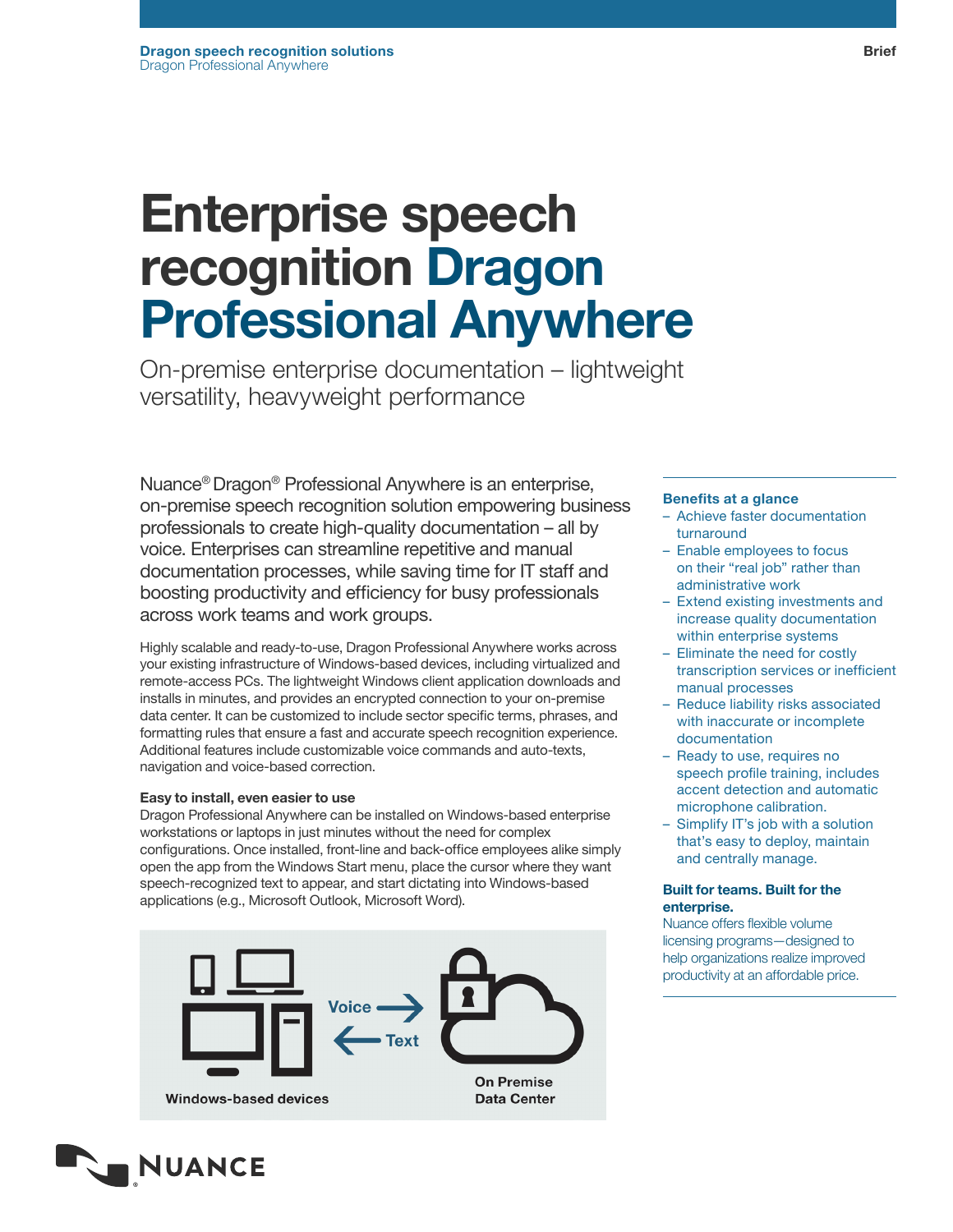**Dragon speech recognition solutions**
Dragon Professional Anywhere

Brief

# Enterprise speech recognition Dragon Professional Anywhere

On-premise enterprise documentation – lightweight versatility, heavyweight performance

Nuance® Dragon® Professional Anywhere is an enterprise, on-premise speech recognition solution empowering business professionals to create high-quality documentation – all by voice. Enterprises can streamline repetitive and manual documentation processes, while saving time for IT staff and boosting productivity and efficiency for busy professionals across work teams and work groups.

Highly scalable and ready-to-use, Dragon Professional Anywhere works across your existing infrastructure of Windows-based devices, including virtualized and remote-access PCs. The lightweight Windows client application downloads and installs in minutes, and provides an encrypted connection to your on-premise data center. It can be customized to include sector specific terms, phrases, and formatting rules that ensure a fast and accurate speech recognition experience. Additional features include customizable voice commands and auto-texts, navigation and voice-based correction.

**Easy to install, even easier to use**
Dragon Professional Anywhere can be installed on Windows-based enterprise workstations or laptops in just minutes without the need for complex configurations. Once installed, front-line and back-office employees alike simply open the app from the Windows Start menu, place the cursor where they want speech-recognized text to appear, and start dictating into Windows-based applications (e.g., Microsoft Outlook, Microsoft Word).

Windows-based devices — Voice → / ← Text — On Premise Data Center

**Benefits at a glance**

- Achieve faster documentation turnaround
- Enable employees to focus on their “real job” rather than administrative work
- Extend existing investments and increase quality documentation within enterprise systems
- Eliminate the need for costly transcription services or inefficient manual processes
- Reduce liability risks associated with inaccurate or incomplete documentation
- Ready to use, requires no speech profile training, includes accent detection and automatic microphone calibration.
- Simplify IT’s job with a solution that’s easy to deploy, maintain and centrally manage.

**Built for teams. Built for the enterprise.**
Nuance offers flexible volume licensing programs—designed to help organizations realize improved productivity at an affordable price.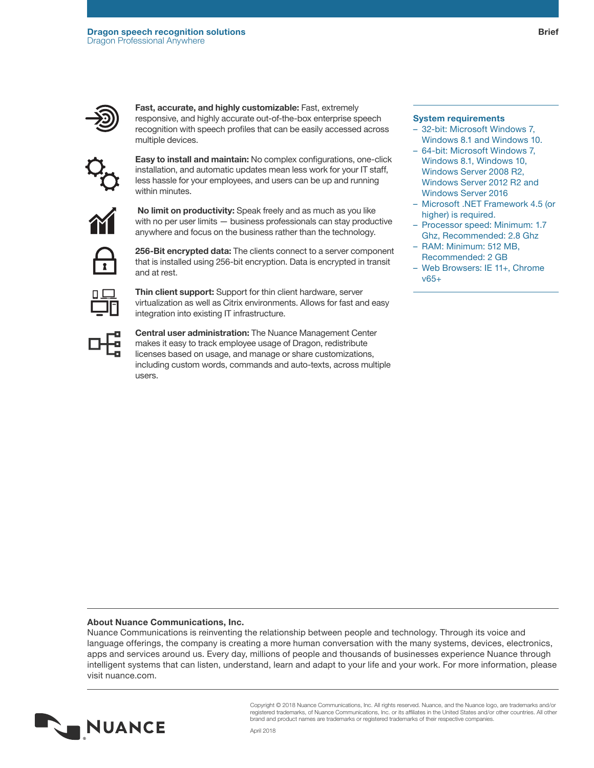**Fast, accurate, and highly customizable:** Fast, extremely responsive, and highly accurate out-of-the-box enterprise speech recognition with speech profiles that can be easily accessed across multiple devices.

**Easy to install and maintain:** No complex configurations, one-click installation, and automatic updates mean less work for your IT staff, less hassle for your employees, and users can be up and running within minutes.

**No limit on productivity:** Speak freely and as much as you like with no per user limits — business professionals can stay productive anywhere and focus on the business rather than the technology.

**256-Bit encrypted data:** The clients connect to a server component that is installed using 256-bit encryption. Data is encrypted in transit and at rest.

**Thin client support:** Support for thin client hardware, server virtualization as well as Citrix environments. Allows for fast and easy integration into existing IT infrastructure.

**Central user administration:** The Nuance Management Center makes it easy to track employee usage of Dragon, redistribute licenses based on usage, and manage or share customizations, including custom words, commands and auto-texts, across multiple users.

### System requirements

- 32-bit: Microsoft Windows 7, Windows 8.1 and Windows 10.
- 64-bit: Microsoft Windows 7, Windows 8.1, Windows 10, Windows Server 2008 R2, Windows Server 2012 R2 and Windows Server 2016
- Microsoft .NET Framework 4.5 (or higher) is required.
- Processor speed: Minimum: 1.7 Ghz, Recommended: 2.8 Ghz
- RAM: Minimum: 512 MB, Recommended: 2 GB
- Web Browsers: IE 11+, Chrome v65+

### About Nuance Communications, Inc.

Nuance Communications is reinventing the relationship between people and technology. Through its voice and language offerings, the company is creating a more human conversation with the many systems, devices, electronics, apps and services around us. Every day, millions of people and thousands of businesses experience Nuance through intelligent systems that can listen, understand, learn and adapt to your life and your work. For more information, please visit nuance.com.

Copyright © 2018 Nuance Communications, Inc. All rights reserved. Nuance, and the Nuance logo, are trademarks and/or registered trademarks, of Nuance Communications, Inc. or its affiliates in the United States and/or other countries. All other brand and product names are trademarks or registered trademarks of their respective companies.

April 2018